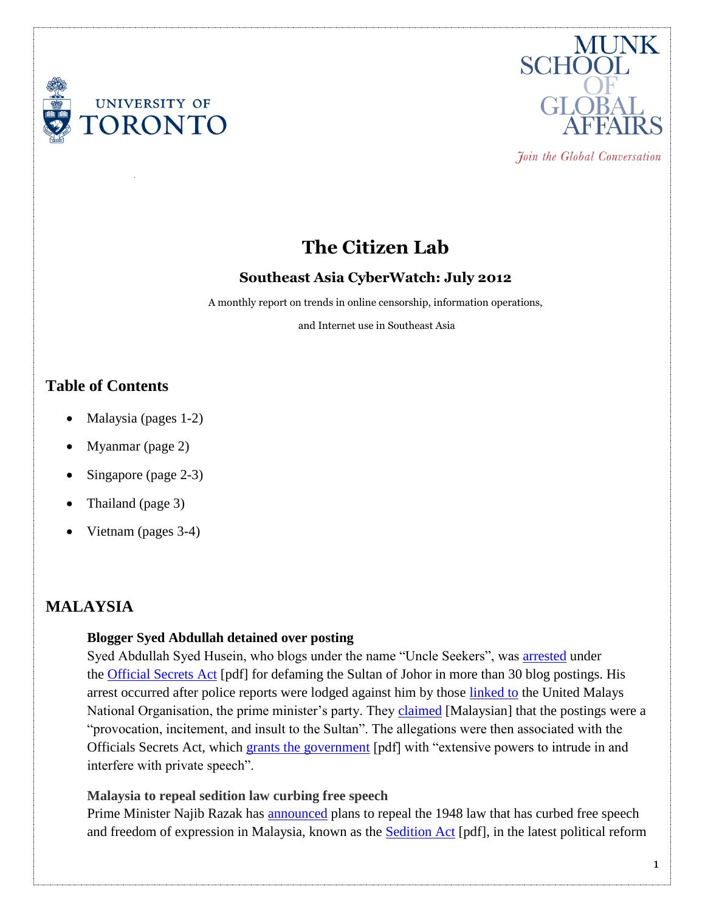# The Citizen Lab

## Southeast Asia CyberWatch: July 2012

A monthly report on trends in online censorship, information operations, and Internet use in Southeast Asia

## Table of Contents

- Malaysia (pages 1-2)
- Myanmar (page 2)
- Singapore (page 2-3)
- Thailand (page 3)
- Vietnam (pages 3-4)

## MALAYSIA

**Blogger Syed Abdullah detained over posting**

Syed Abdullah Syed Husein, who blogs under the name "Uncle Seekers", was arrested under the Official Secrets Act [pdf] for defaming the Sultan of Johor in more than 30 blog postings. His arrest occurred after police reports were lodged against him by those linked to the United Malays National Organisation, the prime minister's party. They claimed [Malaysian] that the postings were a "provocation, incitement, and insult to the Sultan". The allegations were then associated with the Officials Secrets Act, which grants the government [pdf] with "extensive powers to intrude in and interfere with private speech".

**Malaysia to repeal sedition law curbing free speech**

Prime Minister Najib Razak has announced plans to repeal the 1948 law that has curbed free speech and freedom of expression in Malaysia, known as the Sedition Act [pdf], in the latest political reform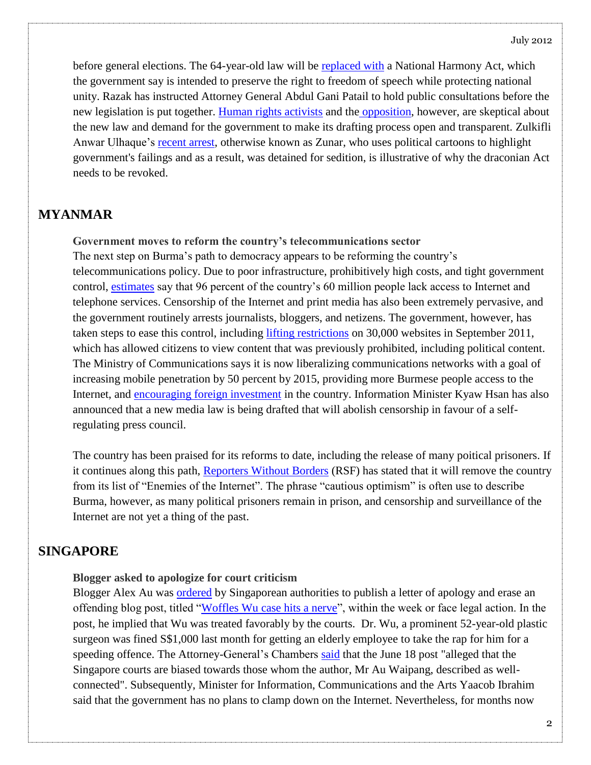before general elections. The 64-year-old law will be replaced with a National Harmony Act, which the government say is intended to preserve the right to freedom of speech while protecting national unity. Razak has instructed Attorney General Abdul Gani Patail to hold public consultations before the new legislation is put together. Human rights activists and the opposition, however, are skeptical about the new law and demand for the government to make its drafting process open and transparent. Zulkifli Anwar Ulhaque's recent arrest, otherwise known as Zunar, who uses political cartoons to highlight government's failings and as a result, was detained for sedition, is illustrative of why the draconian Act needs to be revoked.

## MYANMAR

**Government moves to reform the country's telecommunications sector**

The next step on Burma's path to democracy appears to be reforming the country's telecommunications policy. Due to poor infrastructure, prohibitively high costs, and tight government control, estimates say that 96 percent of the country's 60 million people lack access to Internet and telephone services. Censorship of the Internet and print media has also been extremely pervasive, and the government routinely arrests journalists, bloggers, and netizens. The government, however, has taken steps to ease this control, including lifting restrictions on 30,000 websites in September 2011, which has allowed citizens to view content that was previously prohibited, including political content. The Ministry of Communications says it is now liberalizing communications networks with a goal of increasing mobile penetration by 50 percent by 2015, providing more Burmese people access to the Internet, and encouraging foreign investment in the country. Information Minister Kyaw Hsan has also announced that a new media law is being drafted that will abolish censorship in favour of a self-regulating press council.

The country has been praised for its reforms to date, including the release of many poitical prisoners. If it continues along this path, Reporters Without Borders (RSF) has stated that it will remove the country from its list of "Enemies of the Internet". The phrase "cautious optimism" is often use to describe Burma, however, as many political prisoners remain in prison, and censorship and surveillance of the Internet are not yet a thing of the past.

## SINGAPORE

**Blogger asked to apologize for court criticism**

Blogger Alex Au was ordered by Singaporean authorities to publish a letter of apology and erase an offending blog post, titled "Woffles Wu case hits a nerve", within the week or face legal action. In the post, he implied that Wu was treated favorably by the courts. Dr. Wu, a prominent 52-year-old plastic surgeon was fined S$1,000 last month for getting an elderly employee to take the rap for him for a speeding offence. The Attorney-General's Chambers said that the June 18 post "alleged that the Singapore courts are biased towards those whom the author, Mr Au Waipang, described as well-connected". Subsequently, Minister for Information, Communications and the Arts Yaacob Ibrahim said that the government has no plans to clamp down on the Internet. Nevertheless, for months now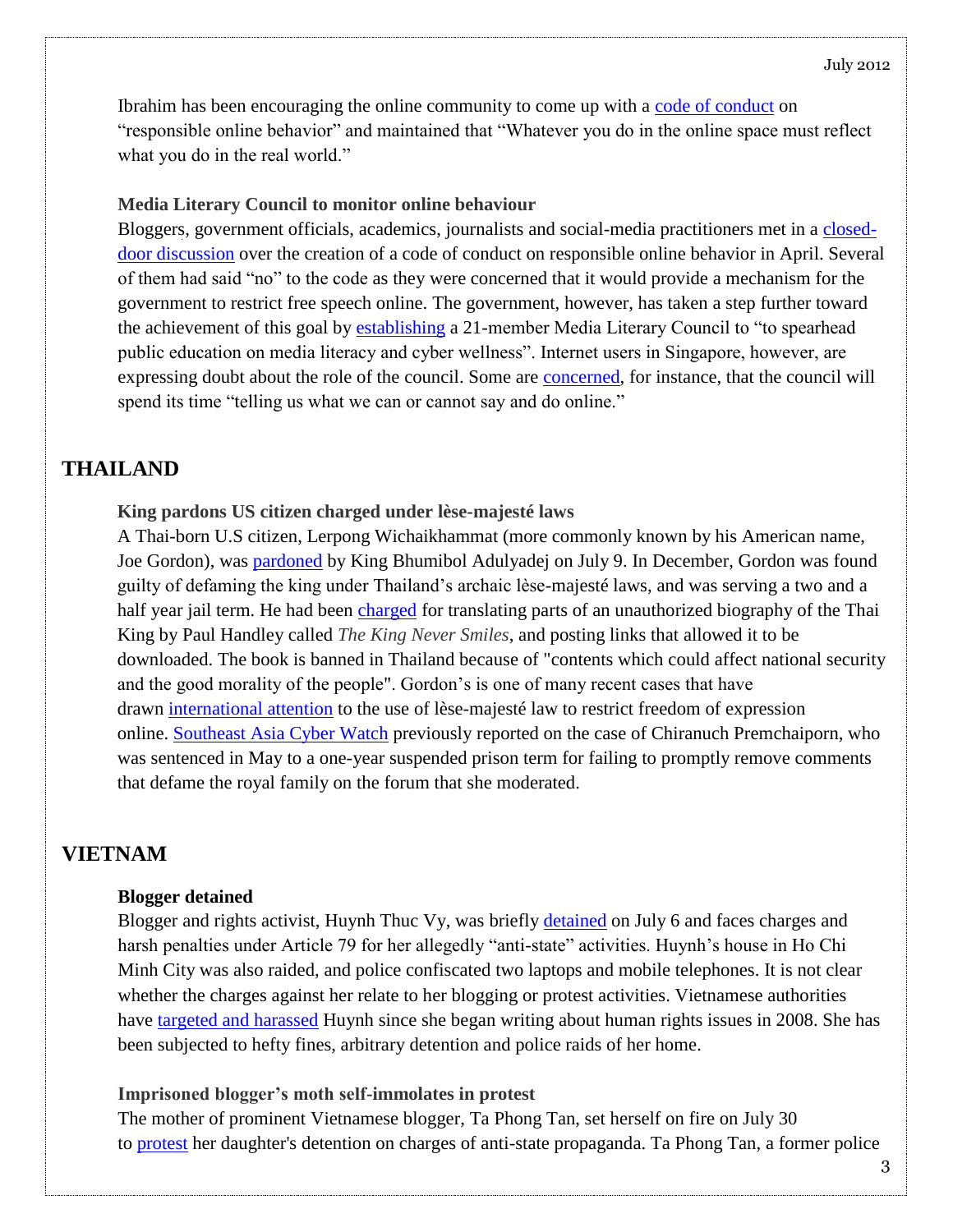Ibrahim has been encouraging the online community to come up with a code of conduct on "responsible online behavior" and maintained that "Whatever you do in the online space must reflect what you do in the real world."

### Media Literary Council to monitor online behaviour

Bloggers, government officials, academics, journalists and social-media practitioners met in a closed-door discussion over the creation of a code of conduct on responsible online behavior in April. Several of them had said "no" to the code as they were concerned that it would provide a mechanism for the government to restrict free speech online. The government, however, has taken a step further toward the achievement of this goal by establishing a 21-member Media Literary Council to "to spearhead public education on media literacy and cyber wellness". Internet users in Singapore, however, are expressing doubt about the role of the council. Some are concerned, for instance, that the council will spend its time "telling us what we can or cannot say and do online."

## THAILAND

### King pardons US citizen charged under lèse-majesté laws

A Thai-born U.S citizen, Lerpong Wichaikhammat (more commonly known by his American name, Joe Gordon), was pardoned by King Bhumibol Adulyadej on July 9. In December, Gordon was found guilty of defaming the king under Thailand's archaic lèse-majesté laws, and was serving a two and a half year jail term. He had been charged for translating parts of an unauthorized biography of the Thai King by Paul Handley called *The King Never Smiles*, and posting links that allowed it to be downloaded. The book is banned in Thailand because of "contents which could affect national security and the good morality of the people". Gordon's is one of many recent cases that have drawn international attention to the use of lèse-majesté law to restrict freedom of expression online. Southeast Asia Cyber Watch previously reported on the case of Chiranuch Premchaiporn, who was sentenced in May to a one-year suspended prison term for failing to promptly remove comments that defame the royal family on the forum that she moderated.

## VIETNAM

### Blogger detained

Blogger and rights activist, Huynh Thuc Vy, was briefly detained on July 6 and faces charges and harsh penalties under Article 79 for her allegedly "anti-state" activities. Huynh's house in Ho Chi Minh City was also raided, and police confiscated two laptops and mobile telephones. It is not clear whether the charges against her relate to her blogging or protest activities. Vietnamese authorities have targeted and harassed Huynh since she began writing about human rights issues in 2008. She has been subjected to hefty fines, arbitrary detention and police raids of her home.

### Imprisoned blogger's moth self-immolates in protest

The mother of prominent Vietnamese blogger, Ta Phong Tan, set herself on fire on July 30 to protest her daughter's detention on charges of anti-state propaganda. Ta Phong Tan, a former police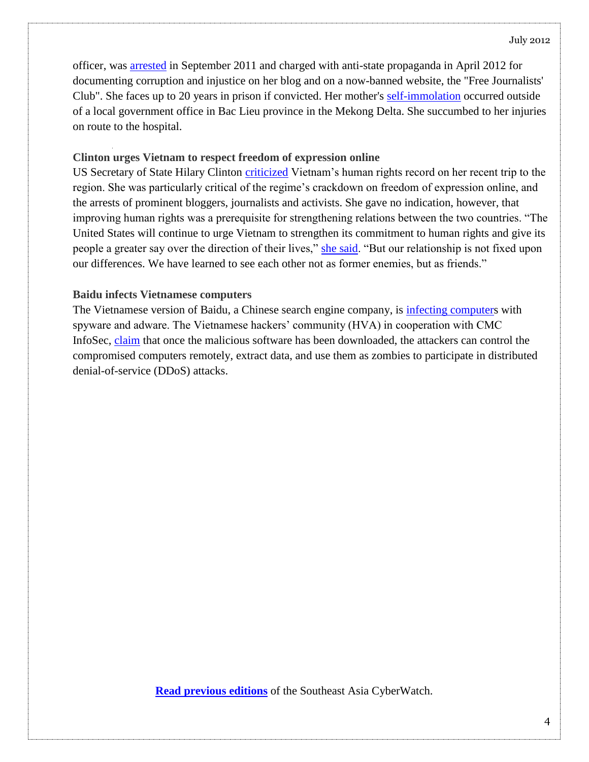officer, was arrested in September 2011 and charged with anti-state propaganda in April 2012 for documenting corruption and injustice on her blog and on a now-banned website, the "Free Journalists' Club". She faces up to 20 years in prison if convicted. Her mother's self-immolation occurred outside of a local government office in Bac Lieu province in the Mekong Delta. She succumbed to her injuries on route to the hospital.

**Clinton urges Vietnam to respect freedom of expression online**

US Secretary of State Hilary Clinton criticized Vietnam's human rights record on her recent trip to the region. She was particularly critical of the regime's crackdown on freedom of expression online, and the arrests of prominent bloggers, journalists and activists. She gave no indication, however, that improving human rights was a prerequisite for strengthening relations between the two countries. "The United States will continue to urge Vietnam to strengthen its commitment to human rights and give its people a greater say over the direction of their lives," she said. "But our relationship is not fixed upon our differences. We have learned to see each other not as former enemies, but as friends."

**Baidu infects Vietnamese computers**

The Vietnamese version of Baidu, a Chinese search engine company, is infecting computers with spyware and adware. The Vietnamese hackers' community (HVA) in cooperation with CMC InfoSec, claim that once the malicious software has been downloaded, the attackers can control the compromised computers remotely, extract data, and use them as zombies to participate in distributed denial-of-service (DDoS) attacks.

**Read previous editions** of the Southeast Asia CyberWatch.